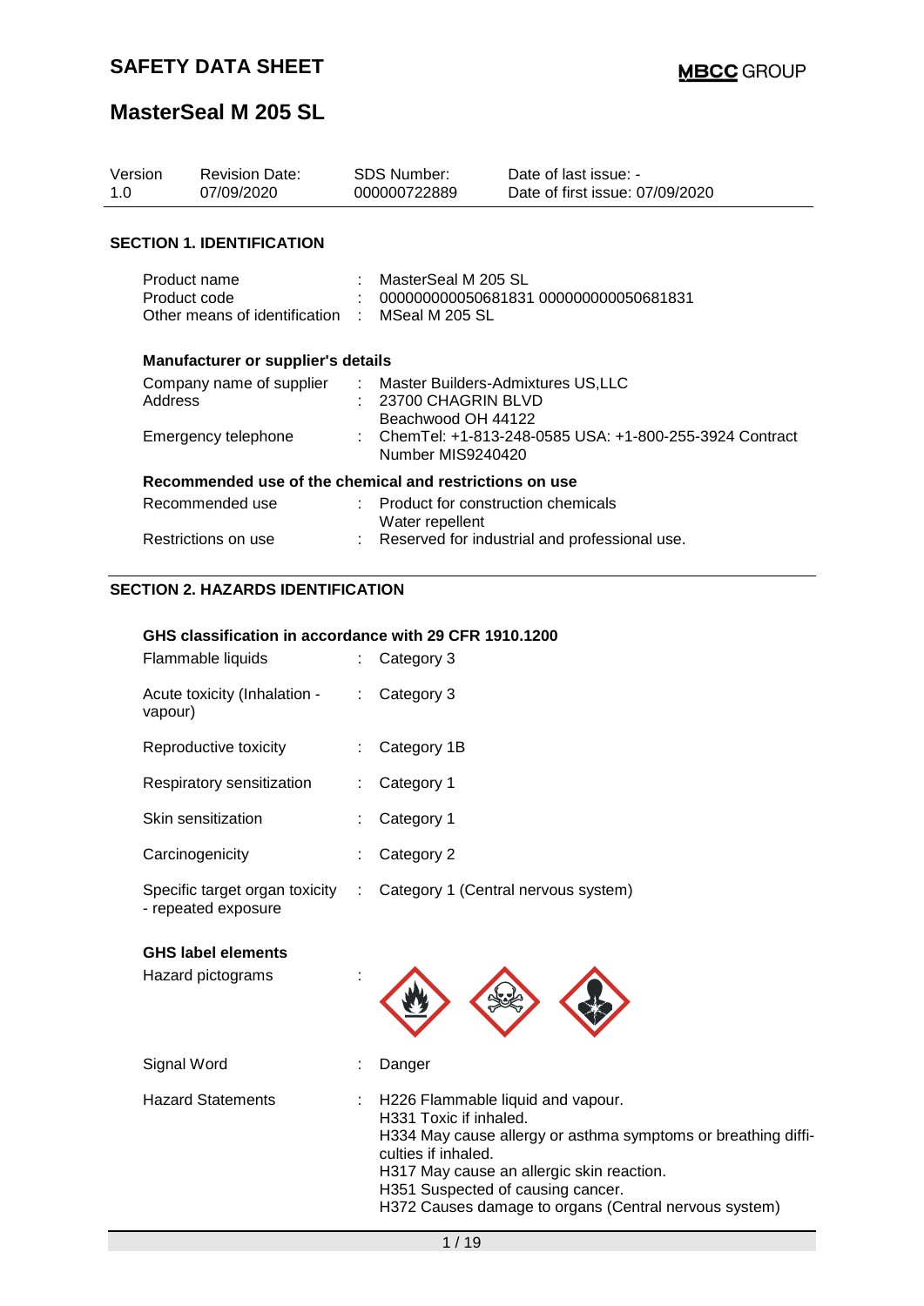# SAFETY DATA SHEET

**MBCC GROUP**

# MasterSeal M 205 SL

| Version | Revision Date: | SDS Number: | Date of last issue: - |
|---|---|---|---|
| 1.0 | 07/09/2020 | 000000722889 | Date of first issue: 07/09/2020 |

## SECTION 1. IDENTIFICATION

| | | |
|---|---|---|
| Product name | : | MasterSeal M 205 SL |
| Product code | : | 000000000050681831 000000000050681831 |
| Other means of identification | : | MSeal M 205 SL |

### Manufacturer or supplier's details

| | | |
|---|---|---|
| Company name of supplier | : | Master Builders-Admixtures US,LLC |
| Address | : | 23700 CHAGRIN BLVD<br>Beachwood OH 44122 |
| Emergency telephone | : | ChemTel: +1-813-248-0585 USA: +1-800-255-3924 Contract Number MIS9240420 |

### Recommended use of the chemical and restrictions on use

| | | |
|---|---|---|
| Recommended use | : | Product for construction chemicals<br>Water repellent |
| Restrictions on use | : | Reserved for industrial and professional use. |

## SECTION 2. HAZARDS IDENTIFICATION

### GHS classification in accordance with 29 CFR 1910.1200

| | | |
|---|---|---|
| Flammable liquids | : | Category 3 |
| Acute toxicity (Inhalation - vapour) | : | Category 3 |
| Reproductive toxicity | : | Category 1B |
| Respiratory sensitization | : | Category 1 |
| Skin sensitization | : | Category 1 |
| Carcinogenicity | : | Category 2 |
| Specific target organ toxicity - repeated exposure | : | Category 1 (Central nervous system) |

### GHS label elements

| | | |
|---|---|---|
| Hazard pictograms | : | |
| Signal Word | : | Danger |
| Hazard Statements | : | H226 Flammable liquid and vapour.<br>H331 Toxic if inhaled.<br>H334 May cause allergy or asthma symptoms or breathing difficulties if inhaled.<br>H317 May cause an allergic skin reaction.<br>H351 Suspected of causing cancer.<br>H372 Causes damage to organs (Central nervous system) |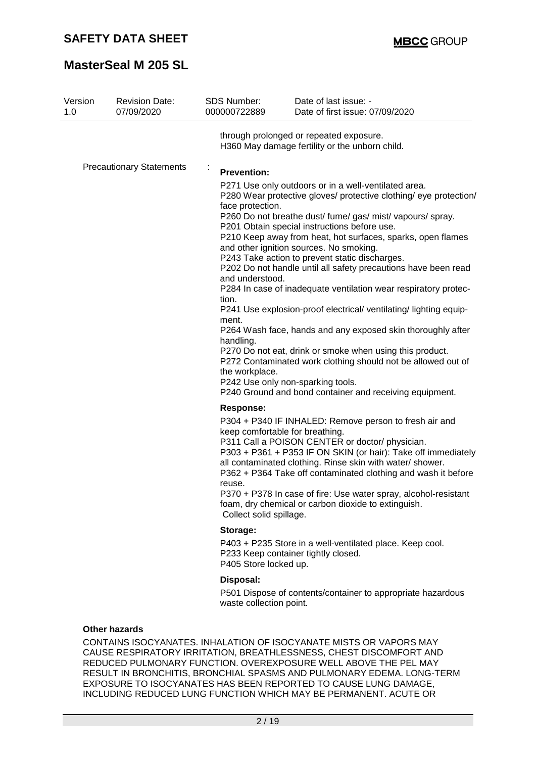| Version 1.0 | Revision Date: 07/09/2020 | SDS Number: 000000722889 | Date of last issue: - Date of first issue: 07/09/2020 |
|---|---|---|---|

through prolonged or repeated exposure.
H360 May damage fertility or the unborn child.

Precautionary Statements :

**Prevention:**

P271 Use only outdoors or in a well-ventilated area.
P280 Wear protective gloves/ protective clothing/ eye protection/ face protection.
P260 Do not breathe dust/ fume/ gas/ mist/ vapours/ spray.
P201 Obtain special instructions before use.
P210 Keep away from heat, hot surfaces, sparks, open flames and other ignition sources. No smoking.
P243 Take action to prevent static discharges.
P202 Do not handle until all safety precautions have been read and understood.
P284 In case of inadequate ventilation wear respiratory protection.
P241 Use explosion-proof electrical/ ventilating/ lighting equipment.
P264 Wash face, hands and any exposed skin thoroughly after handling.
P270 Do not eat, drink or smoke when using this product.
P272 Contaminated work clothing should not be allowed out of the workplace.
P242 Use only non-sparking tools.
P240 Ground and bond container and receiving equipment.

**Response:**

P304 + P340 IF INHALED: Remove person to fresh air and keep comfortable for breathing.
P311 Call a POISON CENTER or doctor/ physician.
P303 + P361 + P353 IF ON SKIN (or hair): Take off immediately all contaminated clothing. Rinse skin with water/ shower.
P362 + P364 Take off contaminated clothing and wash it before reuse.
P370 + P378 In case of fire: Use water spray, alcohol-resistant foam, dry chemical or carbon dioxide to extinguish.
Collect solid spillage.

**Storage:**

P403 + P235 Store in a well-ventilated place. Keep cool.
P233 Keep container tightly closed.
P405 Store locked up.

**Disposal:**

P501 Dispose of contents/container to appropriate hazardous waste collection point.

**Other hazards**

CONTAINS ISOCYANATES. INHALATION OF ISOCYANATE MISTS OR VAPORS MAY CAUSE RESPIRATORY IRRITATION, BREATHLESSNESS, CHEST DISCOMFORT AND REDUCED PULMONARY FUNCTION. OVEREXPOSURE WELL ABOVE THE PEL MAY RESULT IN BRONCHITIS, BRONCHIAL SPASMS AND PULMONARY EDEMA. LONG-TERM EXPOSURE TO ISOCYANATES HAS BEEN REPORTED TO CAUSE LUNG DAMAGE, INCLUDING REDUCED LUNG FUNCTION WHICH MAY BE PERMANENT. ACUTE OR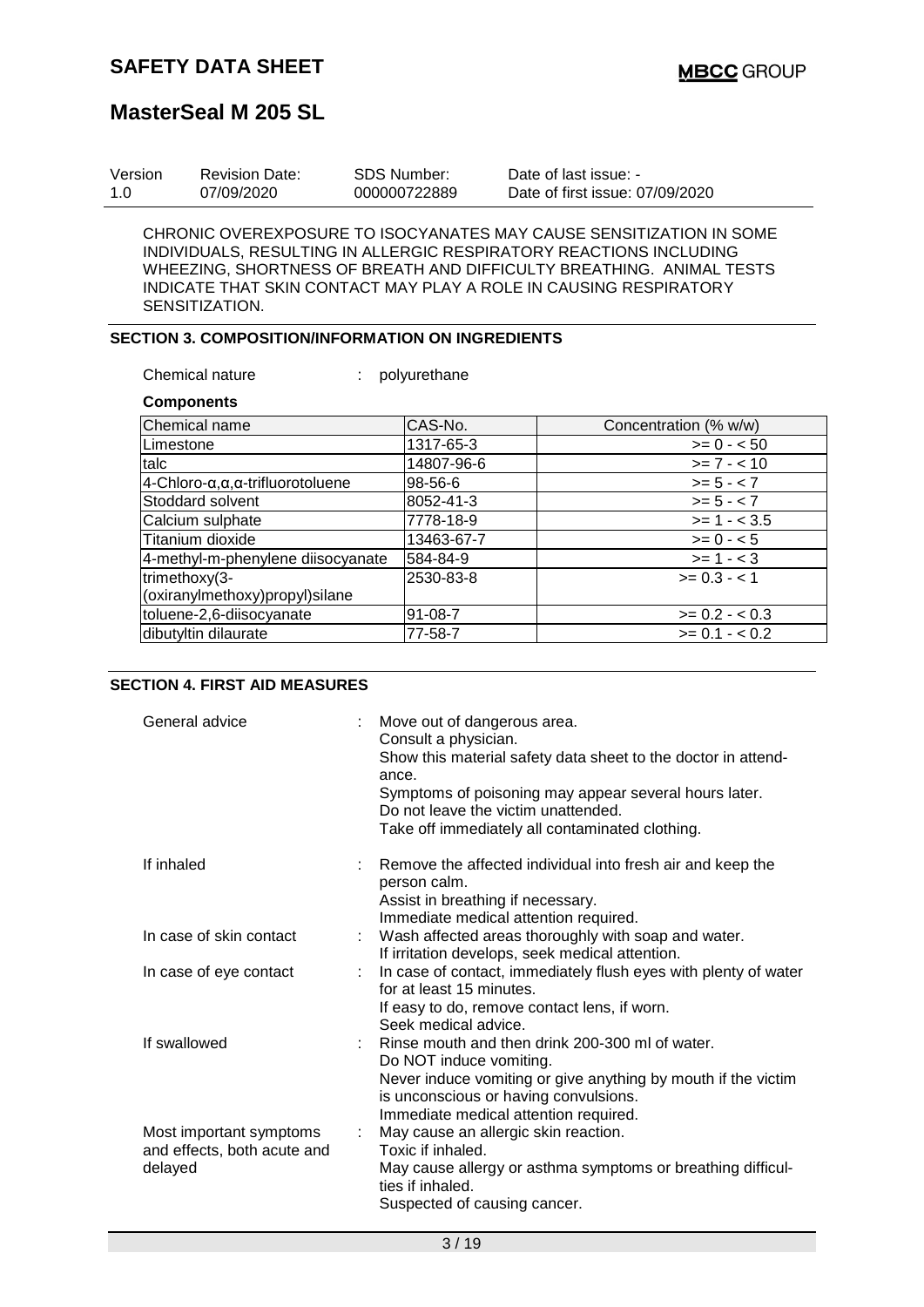| Version | Revision Date: | SDS Number: | Date of last issue: - |
| --- | --- | --- | --- |
| 1.0 | 07/09/2020 | 000000722889 | Date of first issue: 07/09/2020 |

CHRONIC OVEREXPOSURE TO ISOCYANATES MAY CAUSE SENSITIZATION IN SOME INDIVIDUALS, RESULTING IN ALLERGIC RESPIRATORY REACTIONS INCLUDING WHEEZING, SHORTNESS OF BREATH AND DIFFICULTY BREATHING. ANIMAL TESTS INDICATE THAT SKIN CONTACT MAY PLAY A ROLE IN CAUSING RESPIRATORY SENSITIZATION.

## SECTION 3. COMPOSITION/INFORMATION ON INGREDIENTS

Chemical nature : polyurethane

**Components**

| Chemical name | CAS-No. | Concentration (% w/w) |
| --- | --- | --- |
| Limestone | 1317-65-3 | >= 0 - < 50 |
| talc | 14807-96-6 | >= 7 - < 10 |
| 4-Chloro-α,α,α-trifluorotoluene | 98-56-6 | >= 5 - < 7 |
| Stoddard solvent | 8052-41-3 | >= 5 - < 7 |
| Calcium sulphate | 7778-18-9 | >= 1 - < 3.5 |
| Titanium dioxide | 13463-67-7 | >= 0 - < 5 |
| 4-methyl-m-phenylene diisocyanate | 584-84-9 | >= 1 - < 3 |
| trimethoxy(3-(oxiranylmethoxy)propyl)silane | 2530-83-8 | >= 0.3 - < 1 |
| toluene-2,6-diisocyanate | 91-08-7 | >= 0.2 - < 0.3 |
| dibutyltin dilaurate | 77-58-7 | >= 0.1 - < 0.2 |

## SECTION 4. FIRST AID MEASURES

General advice : Move out of dangerous area.
Consult a physician.
Show this material safety data sheet to the doctor in attendance.
Symptoms of poisoning may appear several hours later.
Do not leave the victim unattended.
Take off immediately all contaminated clothing.

If inhaled : Remove the affected individual into fresh air and keep the person calm.
Assist in breathing if necessary.
Immediate medical attention required.

In case of skin contact : Wash affected areas thoroughly with soap and water.
If irritation develops, seek medical attention.

In case of eye contact : In case of contact, immediately flush eyes with plenty of water for at least 15 minutes.
If easy to do, remove contact lens, if worn.
Seek medical advice.

If swallowed : Rinse mouth and then drink 200-300 ml of water.
Do NOT induce vomiting.
Never induce vomiting or give anything by mouth if the victim is unconscious or having convulsions.
Immediate medical attention required.

Most important symptoms and effects, both acute and delayed : May cause an allergic skin reaction.
Toxic if inhaled.
May cause allergy or asthma symptoms or breathing difficulties if inhaled.
Suspected of causing cancer.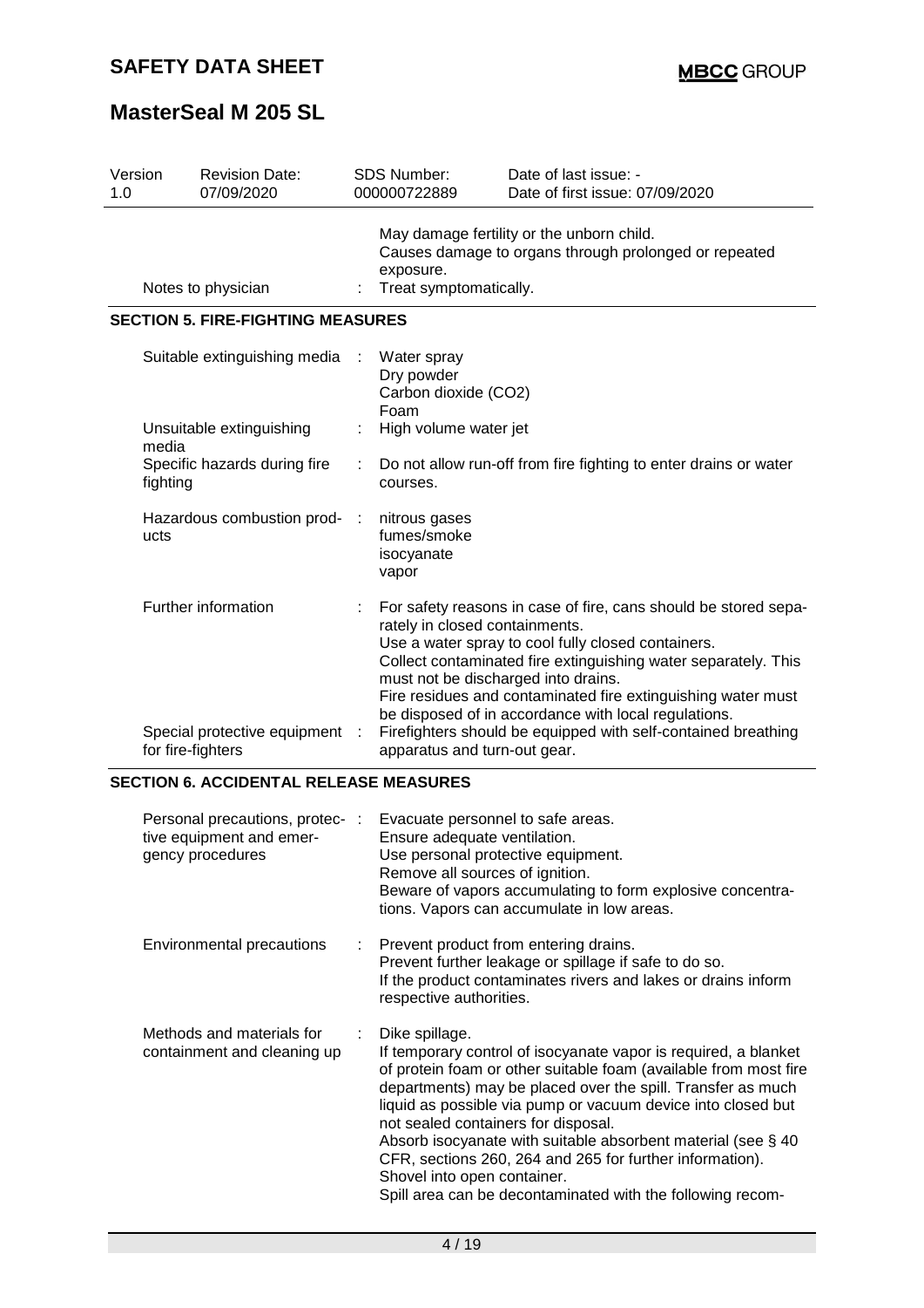May damage fertility or the unborn child.
Causes damage to organs through prolonged or repeated exposure.

| | |
|---|---|
| Notes to physician | : Treat symptomatically. |

## SECTION 5. FIRE-FIGHTING MEASURES

| | |
|---|---|
| Suitable extinguishing media | : Water spray<br>Dry powder<br>Carbon dioxide (CO2)<br>Foam |
| Unsuitable extinguishing media | : High volume water jet |
| Specific hazards during fire fighting | : Do not allow run-off from fire fighting to enter drains or water courses. |
| Hazardous combustion products | : nitrous gases<br>fumes/smoke<br>isocyanate<br>vapor |
| Further information | : For safety reasons in case of fire, cans should be stored separately in closed containments.<br>Use a water spray to cool fully closed containers.<br>Collect contaminated fire extinguishing water separately. This must not be discharged into drains.<br>Fire residues and contaminated fire extinguishing water must be disposed of in accordance with local regulations. |
| Special protective equipment for fire-fighters | : Firefighters should be equipped with self-contained breathing apparatus and turn-out gear. |

## SECTION 6. ACCIDENTAL RELEASE MEASURES

| | |
|---|---|
| Personal precautions, protective equipment and emergency procedures | : Evacuate personnel to safe areas.<br>Ensure adequate ventilation.<br>Use personal protective equipment.<br>Remove all sources of ignition.<br>Beware of vapors accumulating to form explosive concentrations. Vapors can accumulate in low areas. |
| Environmental precautions | : Prevent product from entering drains.<br>Prevent further leakage or spillage if safe to do so.<br>If the product contaminates rivers and lakes or drains inform respective authorities. |
| Methods and materials for containment and cleaning up | : Dike spillage.<br>If temporary control of isocyanate vapor is required, a blanket of protein foam or other suitable foam (available from most fire departments) may be placed over the spill. Transfer as much liquid as possible via pump or vacuum device into closed but not sealed containers for disposal.<br>Absorb isocyanate with suitable absorbent material (see § 40 CFR, sections 260, 264 and 265 for further information).<br>Shovel into open container.<br>Spill area can be decontaminated with the following recom- |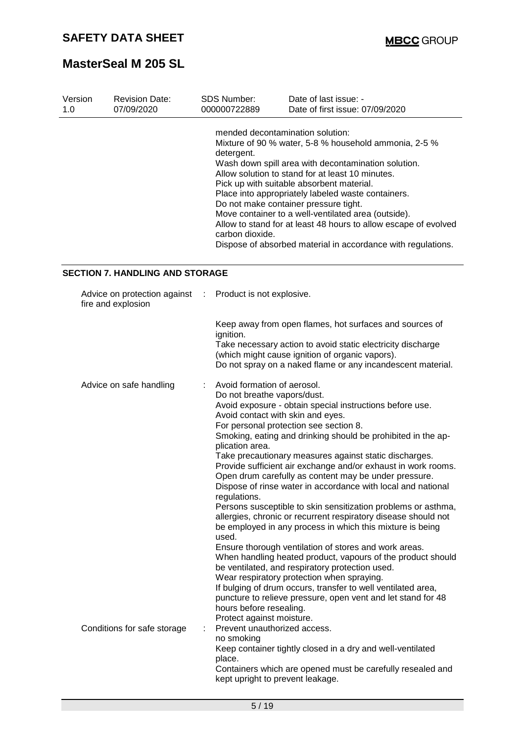| Version | Revision Date: | SDS Number: | Date of last issue: - |
|---|---|---|---|
| 1.0 | 07/09/2020 | 000000722889 | Date of first issue: 07/09/2020 |

mended decontamination solution:
Mixture of 90 % water, 5-8 % household ammonia, 2-5 % detergent.
Wash down spill area with decontamination solution.
Allow solution to stand for at least 10 minutes.
Pick up with suitable absorbent material.
Place into appropriately labeled waste containers.
Do not make container pressure tight.
Move container to a well-ventilated area (outside).
Allow to stand for at least 48 hours to allow escape of evolved carbon dioxide.
Dispose of absorbed material in accordance with regulations.

## SECTION 7. HANDLING AND STORAGE

**Advice on protection against fire and explosion** : Product is not explosive.

Keep away from open flames, hot surfaces and sources of ignition.
Take necessary action to avoid static electricity discharge (which might cause ignition of organic vapors).
Do not spray on a naked flame or any incandescent material.

**Advice on safe handling** : Avoid formation of aerosol.
Do not breathe vapors/dust.
Avoid exposure - obtain special instructions before use.
Avoid contact with skin and eyes.
For personal protection see section 8.
Smoking, eating and drinking should be prohibited in the application area.
Take precautionary measures against static discharges.
Provide sufficient air exchange and/or exhaust in work rooms.
Open drum carefully as content may be under pressure.
Dispose of rinse water in accordance with local and national regulations.
Persons susceptible to skin sensitization problems or asthma, allergies, chronic or recurrent respiratory disease should not be employed in any process in which this mixture is being used.
Ensure thorough ventilation of stores and work areas.
When handling heated product, vapours of the product should be ventilated, and respiratory protection used.
Wear respiratory protection when spraying.
If bulging of drum occurs, transfer to well ventilated area, puncture to relieve pressure, open vent and let stand for 48 hours before resealing.
Protect against moisture.

**Conditions for safe storage** : Prevent unauthorized access.
no smoking
Keep container tightly closed in a dry and well-ventilated place.
Containers which are opened must be carefully resealed and kept upright to prevent leakage.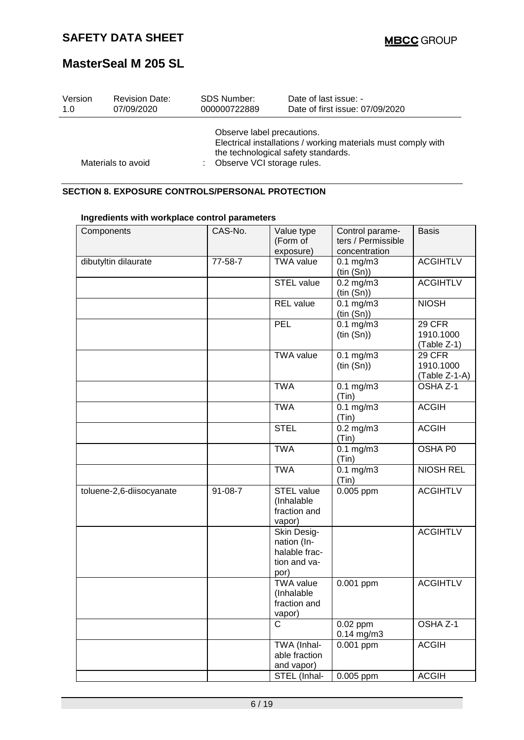Observe label precautions.
Electrical installations / working materials must comply with the technological safety standards.

Materials to avoid : Observe VCI storage rules.

## SECTION 8. EXPOSURE CONTROLS/PERSONAL PROTECTION

**Ingredients with workplace control parameters**

| Components | CAS-No. | Value type (Form of exposure) | Control parameters / Permissible concentration | Basis |
|---|---|---|---|---|
| dibutyltin dilaurate | 77-58-7 | TWA value | 0.1 mg/m3 (tin (Sn)) | ACGIHTLV |
| | | STEL value | 0.2 mg/m3 (tin (Sn)) | ACGIHTLV |
| | | REL value | 0.1 mg/m3 (tin (Sn)) | NIOSH |
| | | PEL | 0.1 mg/m3 (tin (Sn)) | 29 CFR 1910.1000 (Table Z-1) |
| | | TWA value | 0.1 mg/m3 (tin (Sn)) | 29 CFR 1910.1000 (Table Z-1-A) |
| | | TWA | 0.1 mg/m3 (Tin) | OSHA Z-1 |
| | | TWA | 0.1 mg/m3 (Tin) | ACGIH |
| | | STEL | 0.2 mg/m3 (Tin) | ACGIH |
| | | TWA | 0.1 mg/m3 (Tin) | OSHA P0 |
| | | TWA | 0.1 mg/m3 (Tin) | NIOSH REL |
| toluene-2,6-diisocyanate | 91-08-7 | STEL value (Inhalable fraction and vapor) | 0.005 ppm | ACGIHTLV |
| | | Skin Designation (Inhalable fraction and vapor) | | ACGIHTLV |
| | | TWA value (Inhalable fraction and vapor) | 0.001 ppm | ACGIHTLV |
| | | C | 0.02 ppm 0.14 mg/m3 | OSHA Z-1 |
| | | TWA (Inhalable fraction and vapor) | 0.001 ppm | ACGIH |
| | | STEL (Inhal- | 0.005 ppm | ACGIH |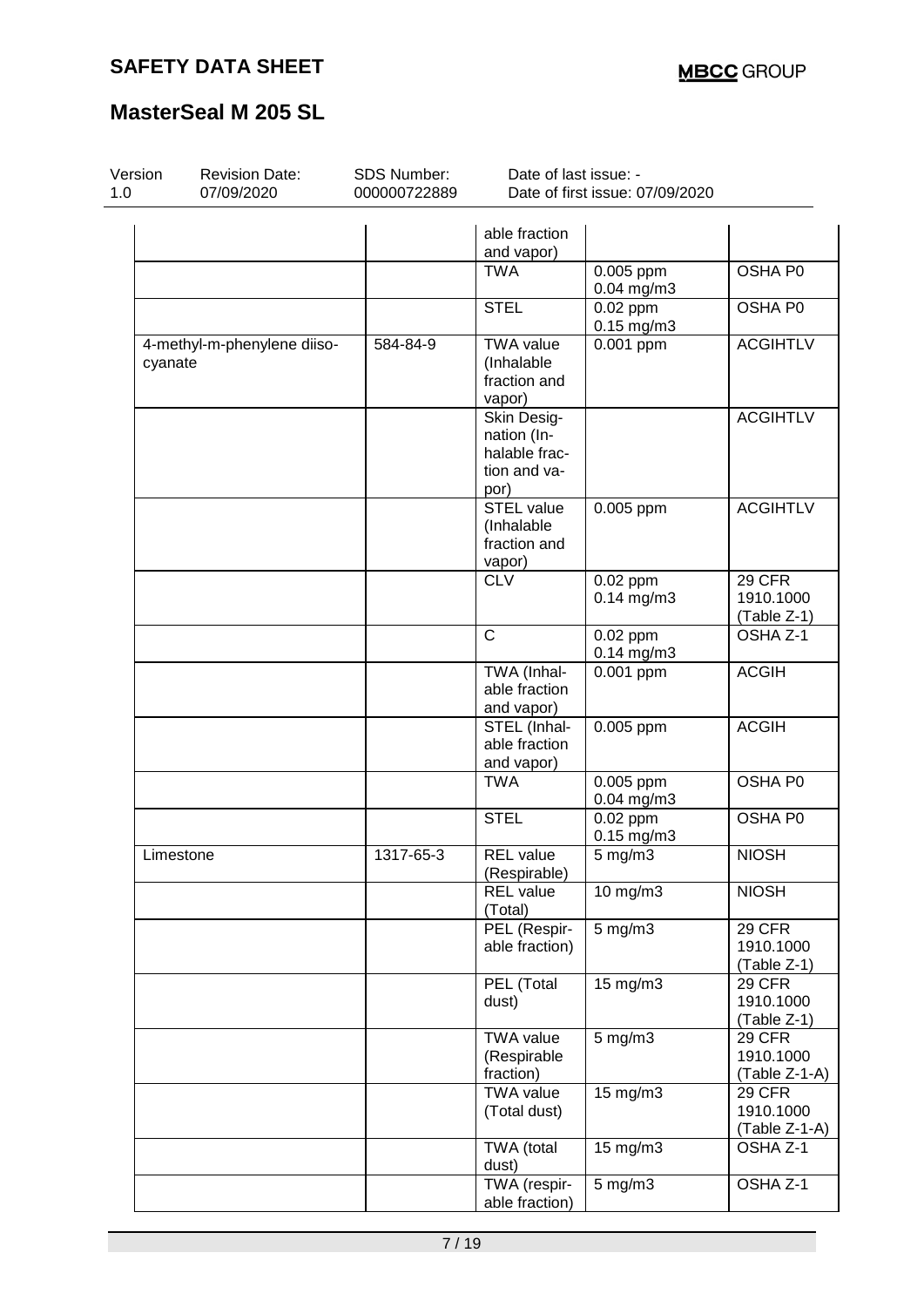| | | | | |
|---|---|---|---|---|
| | | able fraction and vapor) | | |
| | | TWA | 0.005 ppm<br>0.04 mg/m3 | OSHA P0 |
| | | STEL | 0.02 ppm<br>0.15 mg/m3 | OSHA P0 |
| 4-methyl-m-phenylene diisocyanate | 584-84-9 | TWA value (Inhalable fraction and vapor) | 0.001 ppm | ACGIHTLV |
| | | Skin Designation (Inhalable fraction and vapor) | | ACGIHTLV |
| | | STEL value (Inhalable fraction and vapor) | 0.005 ppm | ACGIHTLV |
| | | CLV | 0.02 ppm<br>0.14 mg/m3 | 29 CFR 1910.1000 (Table Z-1) |
| | | C | 0.02 ppm<br>0.14 mg/m3 | OSHA Z-1 |
| | | TWA (Inhalable fraction and vapor) | 0.001 ppm | ACGIH |
| | | STEL (Inhalable fraction and vapor) | 0.005 ppm | ACGIH |
| | | TWA | 0.005 ppm<br>0.04 mg/m3 | OSHA P0 |
| | | STEL | 0.02 ppm<br>0.15 mg/m3 | OSHA P0 |
| Limestone | 1317-65-3 | REL value (Respirable) | 5 mg/m3 | NIOSH |
| | | REL value (Total) | 10 mg/m3 | NIOSH |
| | | PEL (Respirable fraction) | 5 mg/m3 | 29 CFR 1910.1000 (Table Z-1) |
| | | PEL (Total dust) | 15 mg/m3 | 29 CFR 1910.1000 (Table Z-1) |
| | | TWA value (Respirable fraction) | 5 mg/m3 | 29 CFR 1910.1000 (Table Z-1-A) |
| | | TWA value (Total dust) | 15 mg/m3 | 29 CFR 1910.1000 (Table Z-1-A) |
| | | TWA (total dust) | 15 mg/m3 | OSHA Z-1 |
| | | TWA (respirable fraction) | 5 mg/m3 | OSHA Z-1 |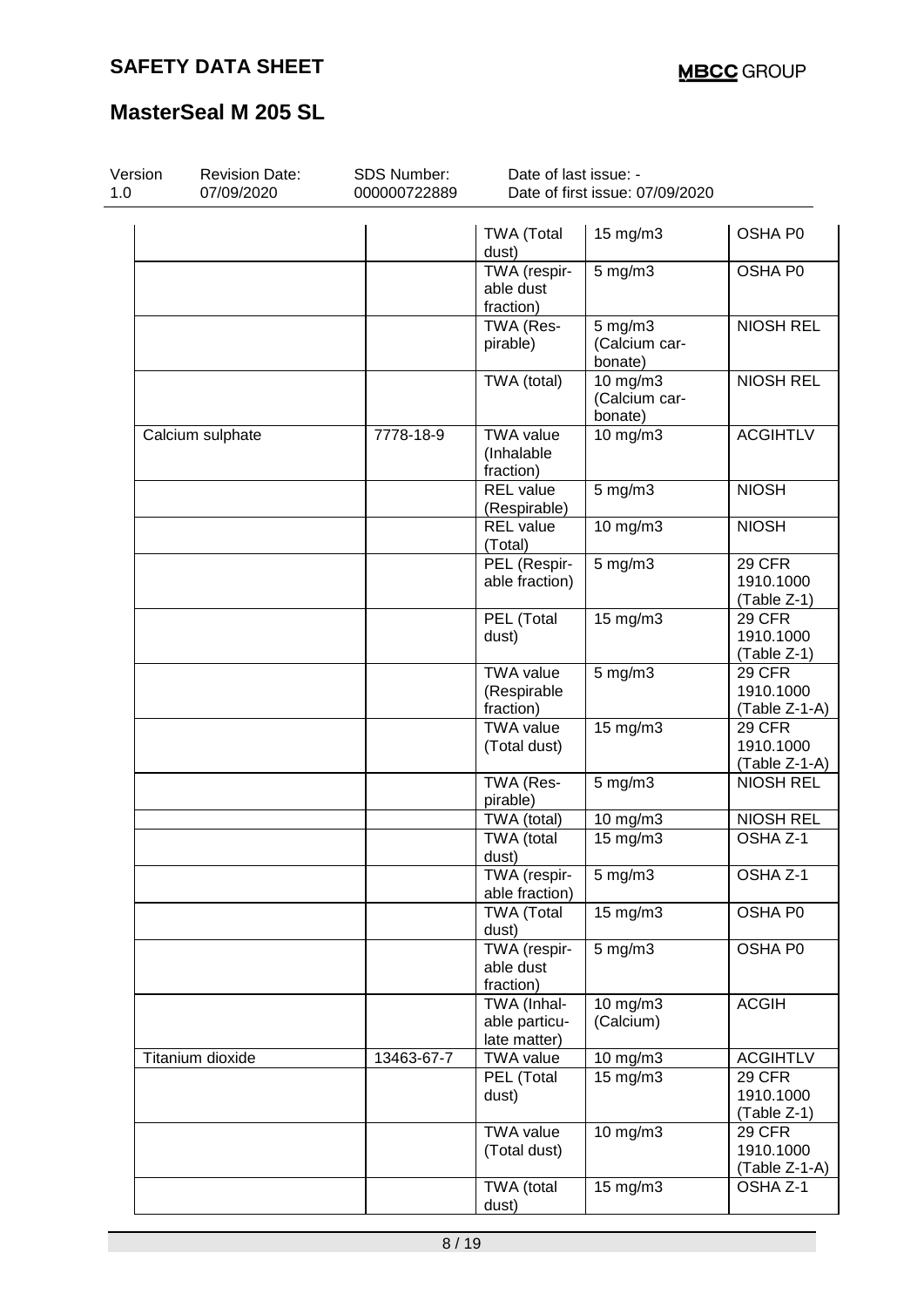| Components | CAS-No. | Value type (Form of exposure) | Control parameters / Permissible concentration | Basis |
|---|---|---|---|---|
| | | TWA (Total dust) | 15 mg/m3 | OSHA P0 |
| | | TWA (respirable dust fraction) | 5 mg/m3 | OSHA P0 |
| | | TWA (Respirable) | 5 mg/m3 (Calcium carbonate) | NIOSH REL |
| | | TWA (total) | 10 mg/m3 (Calcium carbonate) | NIOSH REL |
| Calcium sulphate | 7778-18-9 | TWA value (Inhalable fraction) | 10 mg/m3 | ACGIHTLV |
| | | REL value (Respirable) | 5 mg/m3 | NIOSH |
| | | REL value (Total) | 10 mg/m3 | NIOSH |
| | | PEL (Respirable fraction) | 5 mg/m3 | 29 CFR 1910.1000 (Table Z-1) |
| | | PEL (Total dust) | 15 mg/m3 | 29 CFR 1910.1000 (Table Z-1) |
| | | TWA value (Respirable fraction) | 5 mg/m3 | 29 CFR 1910.1000 (Table Z-1-A) |
| | | TWA value (Total dust) | 15 mg/m3 | 29 CFR 1910.1000 (Table Z-1-A) |
| | | TWA (Respirable) | 5 mg/m3 | NIOSH REL |
| | | TWA (total) | 10 mg/m3 | NIOSH REL |
| | | TWA (total dust) | 15 mg/m3 | OSHA Z-1 |
| | | TWA (respirable fraction) | 5 mg/m3 | OSHA Z-1 |
| | | TWA (Total dust) | 15 mg/m3 | OSHA P0 |
| | | TWA (respirable dust fraction) | 5 mg/m3 | OSHA P0 |
| | | TWA (Inhalable particulate matter) | 10 mg/m3 (Calcium) | ACGIH |
| Titanium dioxide | 13463-67-7 | TWA value | 10 mg/m3 | ACGIHTLV |
| | | PEL (Total dust) | 15 mg/m3 | 29 CFR 1910.1000 (Table Z-1) |
| | | TWA value (Total dust) | 10 mg/m3 | 29 CFR 1910.1000 (Table Z-1-A) |
| | | TWA (total dust) | 15 mg/m3 | OSHA Z-1 |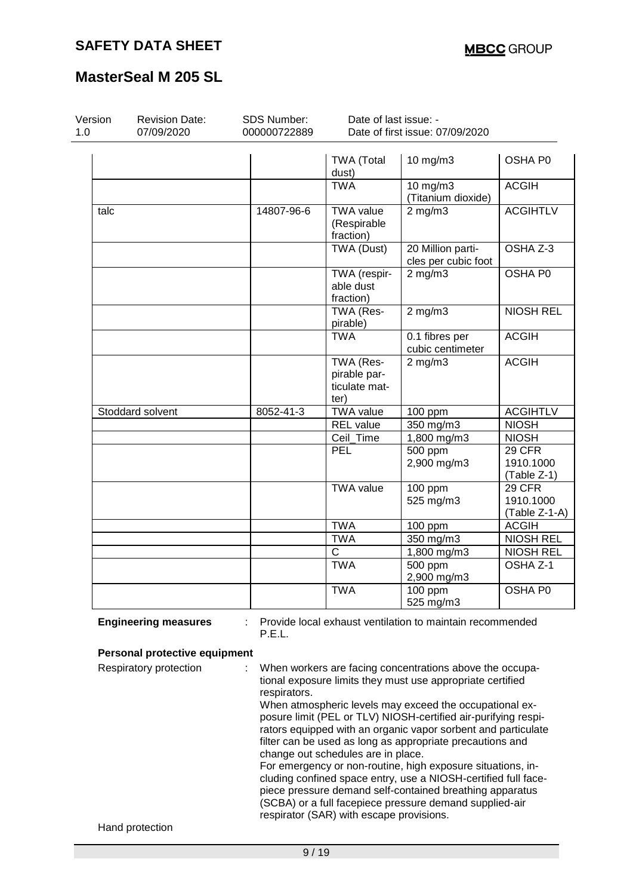| | | | | |
|---|---|---|---|---|
| | | TWA (Total dust) | 10 mg/m3 | OSHA P0 |
| | | TWA | 10 mg/m3 (Titanium dioxide) | ACGIH |
| talc | 14807-96-6 | TWA value (Respirable fraction) | 2 mg/m3 | ACGIHTLV |
| | | TWA (Dust) | 20 Million particles per cubic foot | OSHA Z-3 |
| | | TWA (respirable dust fraction) | 2 mg/m3 | OSHA P0 |
| | | TWA (Respirable) | 2 mg/m3 | NIOSH REL |
| | | TWA | 0.1 fibres per cubic centimeter | ACGIH |
| | | TWA (Respirable particulate matter) | 2 mg/m3 | ACGIH |
| Stoddard solvent | 8052-41-3 | TWA value | 100 ppm | ACGIHTLV |
| | | REL value | 350 mg/m3 | NIOSH |
| | | Ceil_Time | 1,800 mg/m3 | NIOSH |
| | | PEL | 500 ppm 2,900 mg/m3 | 29 CFR 1910.1000 (Table Z-1) |
| | | TWA value | 100 ppm 525 mg/m3 | 29 CFR 1910.1000 (Table Z-1-A) |
| | | TWA | 100 ppm | ACGIH |
| | | TWA | 350 mg/m3 | NIOSH REL |
| | | C | 1,800 mg/m3 | NIOSH REL |
| | | TWA | 500 ppm 2,900 mg/m3 | OSHA Z-1 |
| | | TWA | 100 ppm 525 mg/m3 | OSHA P0 |

**Engineering measures** : Provide local exhaust ventilation to maintain recommended P.E.L.

**Personal protective equipment**

Respiratory protection : When workers are facing concentrations above the occupational exposure limits they must use appropriate certified respirators.
When atmospheric levels may exceed the occupational exposure limit (PEL or TLV) NIOSH-certified air-purifying respirators equipped with an organic vapor sorbent and particulate filter can be used as long as appropriate precautions and change out schedules are in place.
For emergency or non-routine, high exposure situations, including confined space entry, use a NIOSH-certified full facepiece pressure demand self-contained breathing apparatus (SCBA) or a full facepiece pressure demand supplied-air respirator (SAR) with escape provisions.

Hand protection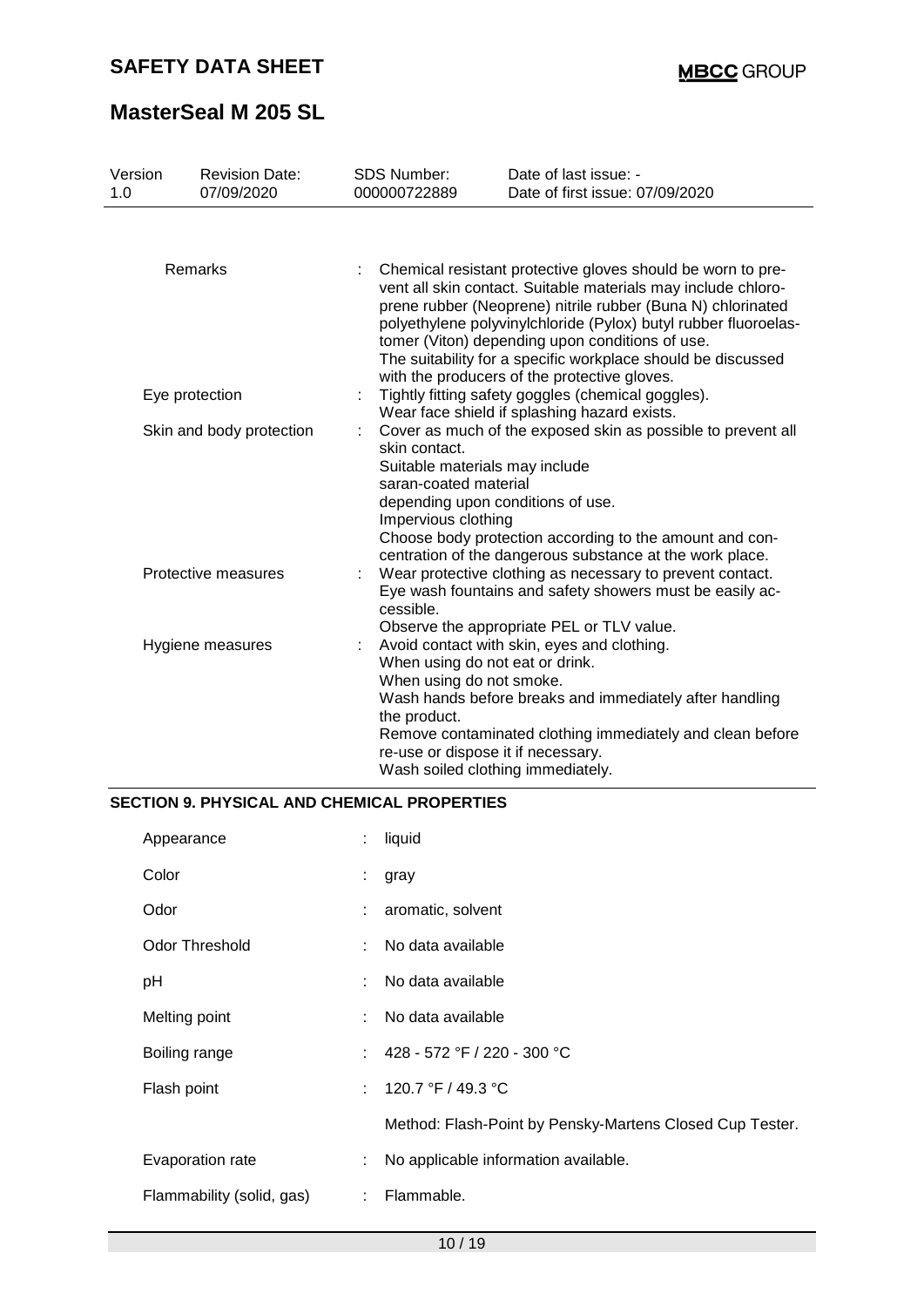| | | | |
|---|---|---|---|
| Version 1.0 | Revision Date: 07/09/2020 | SDS Number: 000000722889 | Date of last issue: - Date of first issue: 07/09/2020 |

| | |
|---|---|
| Remarks | : Chemical resistant protective gloves should be worn to prevent all skin contact. Suitable materials may include chloroprene rubber (Neoprene) nitrile rubber (Buna N) chlorinated polyethylene polyvinylchloride (Pylox) butyl rubber fluoroelastomer (Viton) depending upon conditions of use. The suitability for a specific workplace should be discussed with the producers of the protective gloves. |
| Eye protection | : Tightly fitting safety goggles (chemical goggles). Wear face shield if splashing hazard exists. |
| Skin and body protection | : Cover as much of the exposed skin as possible to prevent all skin contact. Suitable materials may include saran-coated material depending upon conditions of use. Impervious clothing Choose body protection according to the amount and concentration of the dangerous substance at the work place. |
| Protective measures | : Wear protective clothing as necessary to prevent contact. Eye wash fountains and safety showers must be easily accessible. Observe the appropriate PEL or TLV value. |
| Hygiene measures | : Avoid contact with skin, eyes and clothing. When using do not eat or drink. When using do not smoke. Wash hands before breaks and immediately after handling the product. Remove contaminated clothing immediately and clean before re-use or dispose it if necessary. Wash soiled clothing immediately. |

## SECTION 9. PHYSICAL AND CHEMICAL PROPERTIES

| | |
|---|---|
| Appearance | : liquid |
| Color | : gray |
| Odor | : aromatic, solvent |
| Odor Threshold | : No data available |
| pH | : No data available |
| Melting point | : No data available |
| Boiling range | : 428 - 572 °F / 220 - 300 °C |
| Flash point | : 120.7 °F / 49.3 °C<br>Method: Flash-Point by Pensky-Martens Closed Cup Tester. |
| Evaporation rate | : No applicable information available. |
| Flammability (solid, gas) | : Flammable. |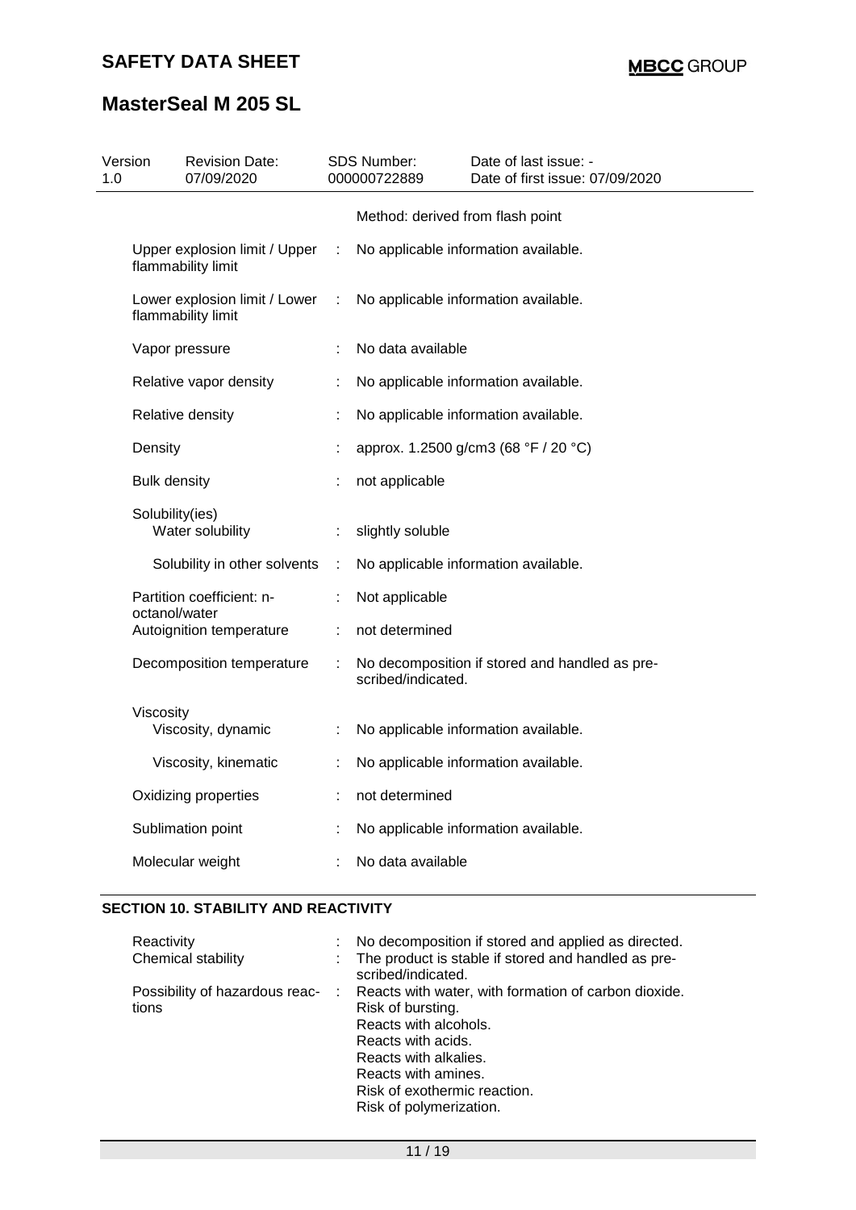| | | |
|---|---|---|
| | | Method: derived from flash point |
| Upper explosion limit / Upper flammability limit | : | No applicable information available. |
| Lower explosion limit / Lower flammability limit | : | No applicable information available. |
| Vapor pressure | : | No data available |
| Relative vapor density | : | No applicable information available. |
| Relative density | : | No applicable information available. |
| Density | : | approx. 1.2500 g/cm3 (68 °F / 20 °C) |
| Bulk density | : | not applicable |
| Solubility(ies) | | |
| Water solubility | : | slightly soluble |
| Solubility in other solvents | : | No applicable information available. |
| Partition coefficient: n-octanol/water | : | Not applicable |
| Autoignition temperature | : | not determined |
| Decomposition temperature | : | No decomposition if stored and handled as prescribed/indicated. |
| Viscosity | | |
| Viscosity, dynamic | : | No applicable information available. |
| Viscosity, kinematic | : | No applicable information available. |
| Oxidizing properties | : | not determined |
| Sublimation point | : | No applicable information available. |
| Molecular weight | : | No data available |

## SECTION 10. STABILITY AND REACTIVITY

| | | |
|---|---|---|
| Reactivity | : | No decomposition if stored and applied as directed. |
| Chemical stability | : | The product is stable if stored and handled as prescribed/indicated. |
| Possibility of hazardous reactions | : | Reacts with water, with formation of carbon dioxide.<br>Risk of bursting.<br>Reacts with alcohols.<br>Reacts with acids.<br>Reacts with alkalies.<br>Reacts with amines.<br>Risk of exothermic reaction.<br>Risk of polymerization. |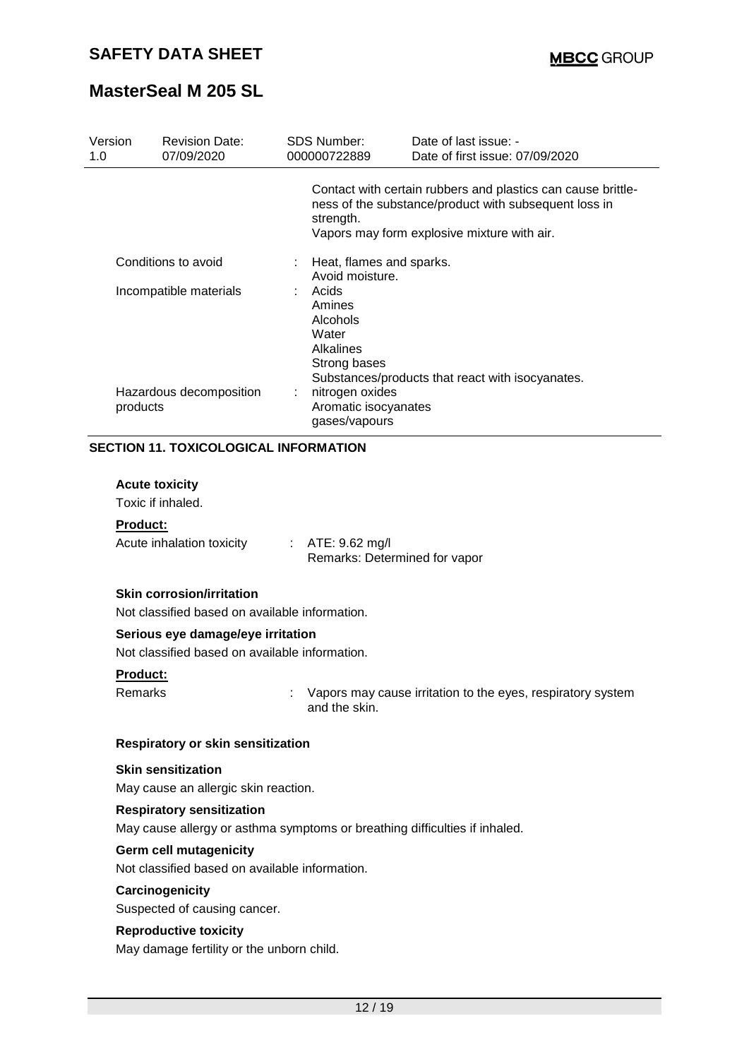Contact with certain rubbers and plastics can cause brittleness of the substance/product with subsequent loss in strength.
Vapors may form explosive mixture with air.

| | | |
|---|---|---|
| Conditions to avoid | : | Heat, flames and sparks.<br>Avoid moisture. |
| Incompatible materials | : | Acids<br>Amines<br>Alcohols<br>Water<br>Alkalines<br>Strong bases<br>Substances/products that react with isocyanates. |
| Hazardous decomposition products | : | nitrogen oxides<br>Aromatic isocyanates<br>gases/vapours |

## SECTION 11. TOXICOLOGICAL INFORMATION

### Acute toxicity

Toxic if inhaled.

**Product:**

Acute inhalation toxicity : ATE: 9.62 mg/l
Remarks: Determined for vapor

### Skin corrosion/irritation

Not classified based on available information.

### Serious eye damage/eye irritation

Not classified based on available information.

**Product:**

Remarks : Vapors may cause irritation to the eyes, respiratory system and the skin.

### Respiratory or skin sensitization

**Skin sensitization**

May cause an allergic skin reaction.

**Respiratory sensitization**

May cause allergy or asthma symptoms or breathing difficulties if inhaled.

### Germ cell mutagenicity

Not classified based on available information.

### Carcinogenicity

Suspected of causing cancer.

### Reproductive toxicity

May damage fertility or the unborn child.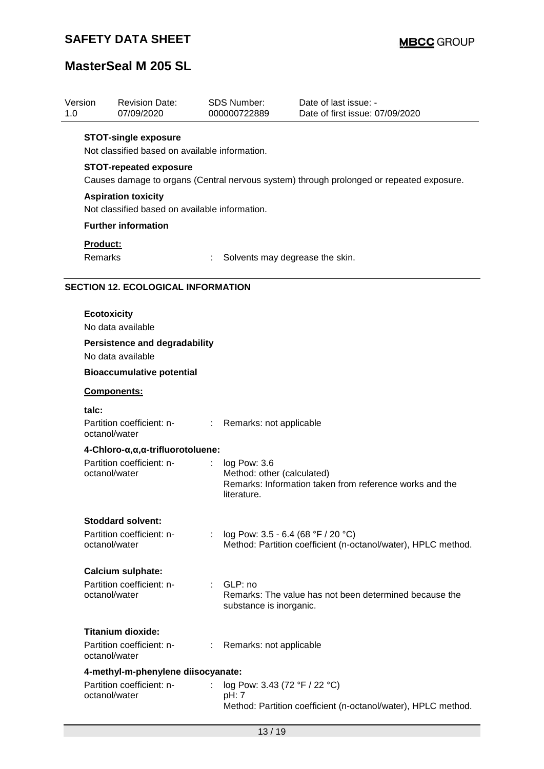| Version | Revision Date: | SDS Number: | Date of last issue: - |
|---|---|---|---|
| 1.0 | 07/09/2020 | 000000722889 | Date of first issue: 07/09/2020 |

**STOT-single exposure**

Not classified based on available information.

**STOT-repeated exposure**

Causes damage to organs (Central nervous system) through prolonged or repeated exposure.

**Aspiration toxicity**

Not classified based on available information.

**Further information**

**Product:**

Remarks : Solvents may degrease the skin.

## SECTION 12. ECOLOGICAL INFORMATION

**Ecotoxicity**

No data available

**Persistence and degradability**

No data available

**Bioaccumulative potential**

**Components:**

**talc:**

Partition coefficient: n-octanol/water : Remarks: not applicable

**4-Chloro-α,α,α-trifluorotoluene:**

Partition coefficient: n-octanol/water : log Pow: 3.6
Method: other (calculated)
Remarks: Information taken from reference works and the literature.

**Stoddard solvent:**

Partition coefficient: n-octanol/water : log Pow: 3.5 - 6.4 (68 °F / 20 °C)
Method: Partition coefficient (n-octanol/water), HPLC method.

**Calcium sulphate:**

Partition coefficient: n-octanol/water : GLP: no
Remarks: The value has not been determined because the substance is inorganic.

**Titanium dioxide:**

Partition coefficient: n-octanol/water : Remarks: not applicable

**4-methyl-m-phenylene diisocyanate:**

Partition coefficient: n-octanol/water : log Pow: 3.43 (72 °F / 22 °C)
pH: 7
Method: Partition coefficient (n-octanol/water), HPLC method.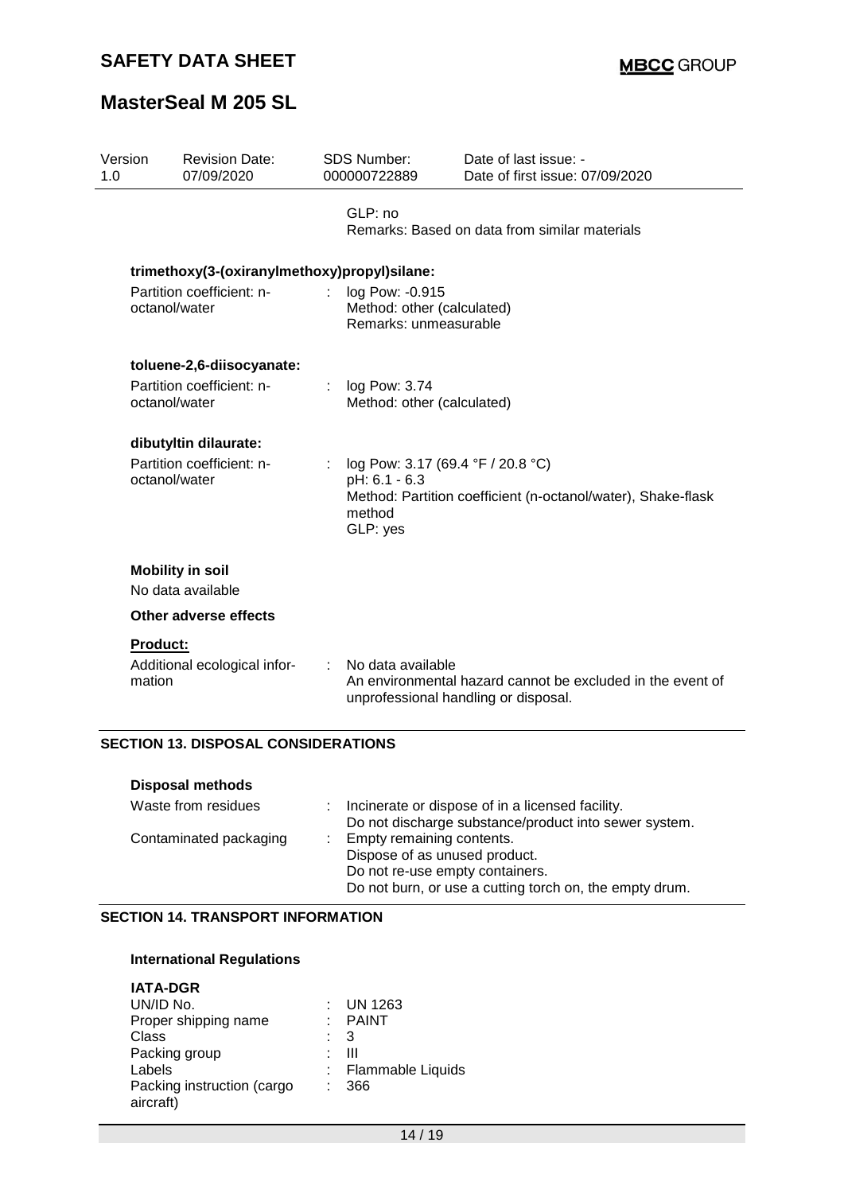| Version 1.0 | Revision Date: 07/09/2020 | SDS Number: 000000722889 | Date of last issue: - Date of first issue: 07/09/2020 |
|---|---|---|---|

GLP: no
Remarks: Based on data from similar materials

**trimethoxy(3-(oxiranylmethoxy)propyl)silane:**

Partition coefficient: n-octanol/water : log Pow: -0.915
Method: other (calculated)
Remarks: unmeasurable

**toluene-2,6-diisocyanate:**

Partition coefficient: n-octanol/water : log Pow: 3.74
Method: other (calculated)

**dibutyltin dilaurate:**

Partition coefficient: n-octanol/water : log Pow: 3.17 (69.4 °F / 20.8 °C)
pH: 6.1 - 6.3
Method: Partition coefficient (n-octanol/water), Shake-flask method
GLP: yes

**Mobility in soil**

No data available

**Other adverse effects**

**Product:**

Additional ecological information : No data available
An environmental hazard cannot be excluded in the event of unprofessional handling or disposal.

## SECTION 13. DISPOSAL CONSIDERATIONS

**Disposal methods**

Waste from residues : Incinerate or dispose of in a licensed facility.
Do not discharge substance/product into sewer system.

Contaminated packaging : Empty remaining contents.
Dispose of as unused product.
Do not re-use empty containers.
Do not burn, or use a cutting torch on, the empty drum.

## SECTION 14. TRANSPORT INFORMATION

**International Regulations**

**IATA-DGR**

UN/ID No. : UN 1263
Proper shipping name : PAINT
Class : 3
Packing group : III
Labels : Flammable Liquids
Packing instruction (cargo aircraft) : 366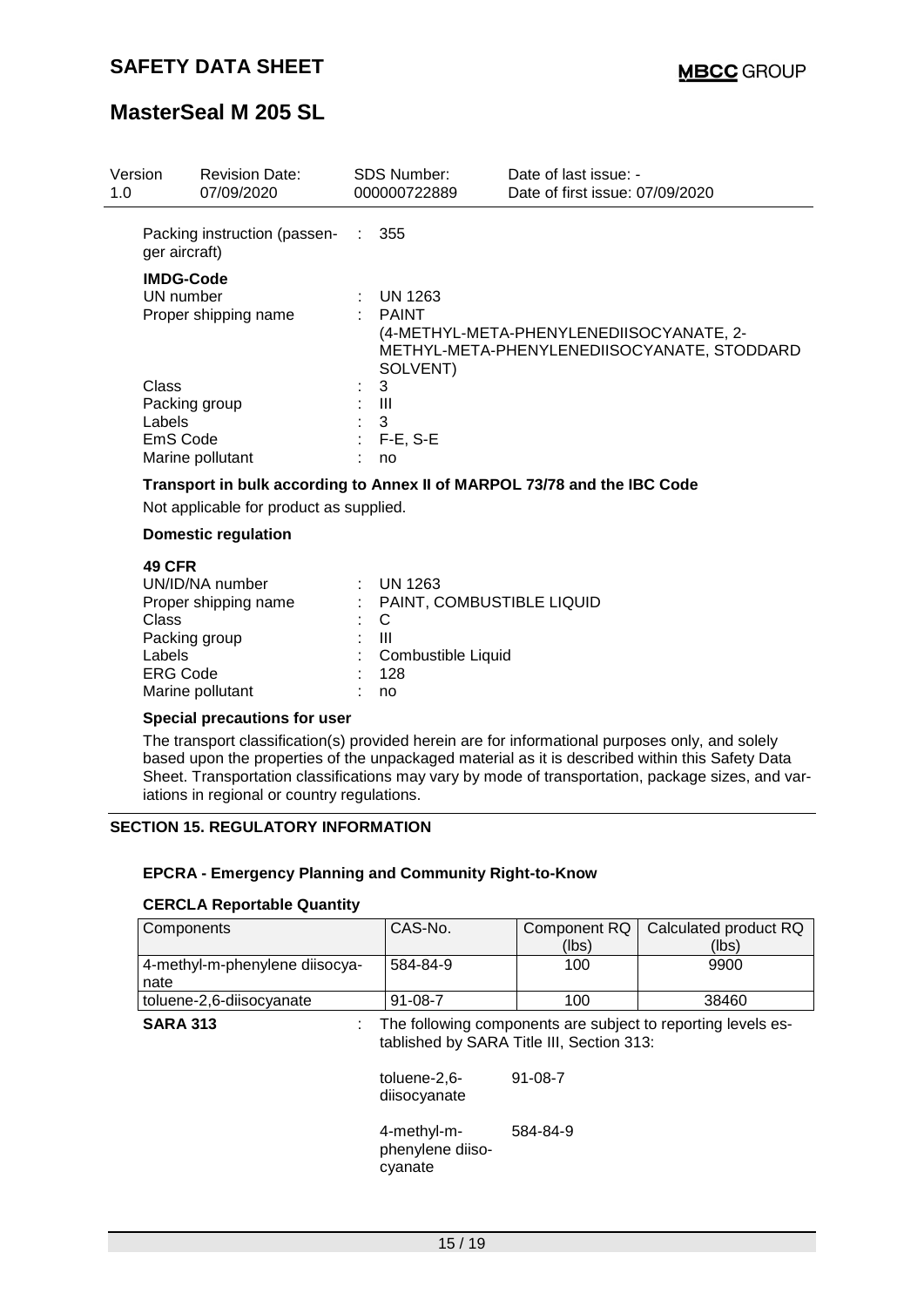| Version | Revision Date: | SDS Number: | Date of last issue: - |
|---|---|---|---|
| 1.0 | 07/09/2020 | 000000722889 | Date of first issue: 07/09/2020 |

Packing instruction (passenger aircraft) : 355

**IMDG-Code**

UN number : UN 1263

Proper shipping name : PAINT (4-METHYL-META-PHENYLENEDIISOCYANATE, 2-METHYL-META-PHENYLENEDIISOCYANATE, STODDARD SOLVENT)

Class : 3

Packing group : III

Labels : 3

EmS Code : F-E, S-E

Marine pollutant : no

**Transport in bulk according to Annex II of MARPOL 73/78 and the IBC Code**

Not applicable for product as supplied.

**Domestic regulation**

**49 CFR**

UN/ID/NA number : UN 1263

Proper shipping name : PAINT, COMBUSTIBLE LIQUID

Class : C

Packing group : III

Labels : Combustible Liquid

ERG Code : 128

Marine pollutant : no

**Special precautions for user**

The transport classification(s) provided herein are for informational purposes only, and solely based upon the properties of the unpackaged material as it is described within this Safety Data Sheet. Transportation classifications may vary by mode of transportation, package sizes, and variations in regional or country regulations.

## SECTION 15. REGULATORY INFORMATION

**EPCRA - Emergency Planning and Community Right-to-Know**

**CERCLA Reportable Quantity**

| Components | CAS-No. | Component RQ (lbs) | Calculated product RQ (lbs) |
|---|---|---|---|
| 4-methyl-m-phenylene diisocyanate | 584-84-9 | 100 | 9900 |
| toluene-2,6-diisocyanate | 91-08-7 | 100 | 38460 |

**SARA 313** : The following components are subject to reporting levels established by SARA Title III, Section 313:

| | |
|---|---|
| toluene-2,6-diisocyanate | 91-08-7 |
| 4-methyl-m-phenylene diisocyanate | 584-84-9 |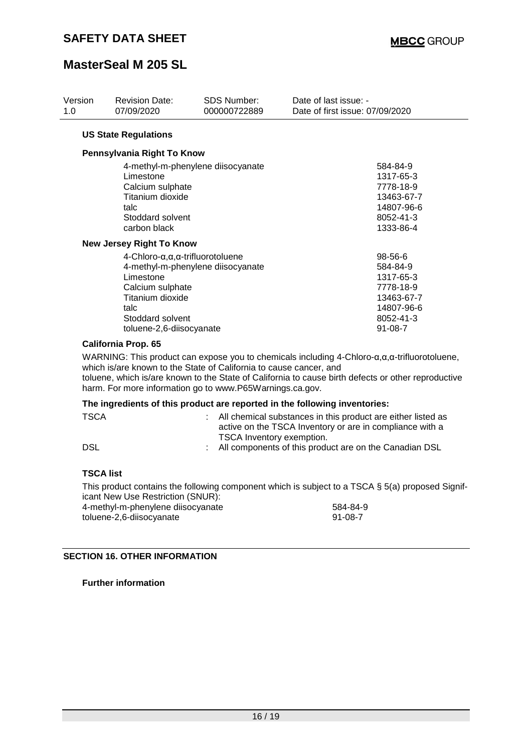**US State Regulations**

**Pennsylvania Right To Know**

| | |
|---|---|
| 4-methyl-m-phenylene diisocyanate | 584-84-9 |
| Limestone | 1317-65-3 |
| Calcium sulphate | 7778-18-9 |
| Titanium dioxide | 13463-67-7 |
| talc | 14807-96-6 |
| Stoddard solvent | 8052-41-3 |
| carbon black | 1333-86-4 |

**New Jersey Right To Know**

| | |
|---|---|
| 4-Chloro-α,α,α-trifluorotoluene | 98-56-6 |
| 4-methyl-m-phenylene diisocyanate | 584-84-9 |
| Limestone | 1317-65-3 |
| Calcium sulphate | 7778-18-9 |
| Titanium dioxide | 13463-67-7 |
| talc | 14807-96-6 |
| Stoddard solvent | 8052-41-3 |
| toluene-2,6-diisocyanate | 91-08-7 |

**California Prop. 65**

WARNING: This product can expose you to chemicals including 4-Chloro-α,α,α-trifluorotoluene, which is/are known to the State of California to cause cancer, and toluene, which is/are known to the State of California to cause birth defects or other reproductive harm. For more information go to www.P65Warnings.ca.gov.

**The ingredients of this product are reported in the following inventories:**

TSCA : All chemical substances in this product are either listed as active on the TSCA Inventory or are in compliance with a TSCA Inventory exemption.

DSL : All components of this product are on the Canadian DSL

**TSCA list**

This product contains the following component which is subject to a TSCA § 5(a) proposed Significant New Use Restriction (SNUR):

| | |
|---|---|
| 4-methyl-m-phenylene diisocyanate | 584-84-9 |
| toluene-2,6-diisocyanate | 91-08-7 |

## SECTION 16. OTHER INFORMATION

**Further information**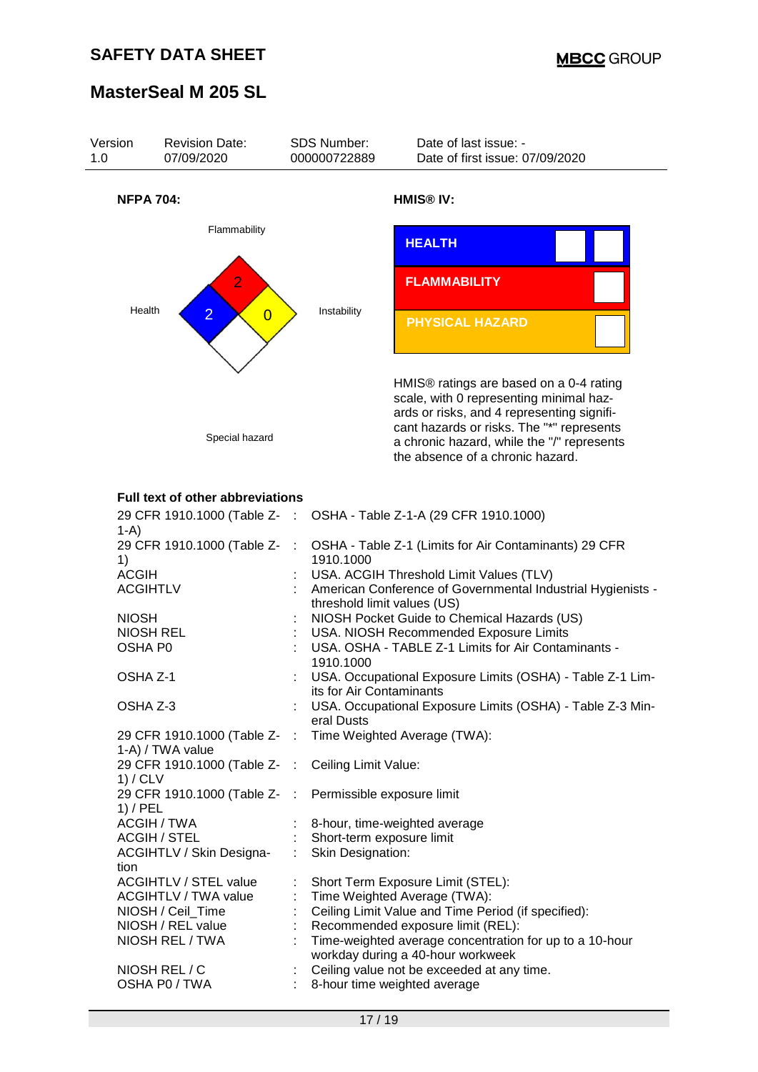| Version 1.0 | Revision Date: 07/09/2020 | SDS Number: 000000722889 | Date of last issue: - Date of first issue: 07/09/2020 |
|---|---|---|---|

**NFPA 704:**

Flammability: 2
Health: 2
Instability: 0
Special hazard

**HMIS® IV:**

| HEALTH | | |
|---|---|---|
| FLAMMABILITY | | |
| PHYSICAL HAZARD | | |

HMIS® ratings are based on a 0-4 rating scale, with 0 representing minimal hazards or risks, and 4 representing significant hazards or risks. The "*" represents a chronic hazard, while the "/" represents the absence of a chronic hazard.

**Full text of other abbreviations**

| | | |
|---|---|---|
| 29 CFR 1910.1000 (Table Z-1-A) | : | OSHA - Table Z-1-A (29 CFR 1910.1000) |
| 29 CFR 1910.1000 (Table Z-1) | : | OSHA - Table Z-1 (Limits for Air Contaminants) 29 CFR 1910.1000 |
| ACGIH | : | USA. ACGIH Threshold Limit Values (TLV) |
| ACGIHTLV | : | American Conference of Governmental Industrial Hygienists - threshold limit values (US) |
| NIOSH | : | NIOSH Pocket Guide to Chemical Hazards (US) |
| NIOSH REL | : | USA. NIOSH Recommended Exposure Limits |
| OSHA P0 | : | USA. OSHA - TABLE Z-1 Limits for Air Contaminants - 1910.1000 |
| OSHA Z-1 | : | USA. Occupational Exposure Limits (OSHA) - Table Z-1 Limits for Air Contaminants |
| OSHA Z-3 | : | USA. Occupational Exposure Limits (OSHA) - Table Z-3 Mineral Dusts |
| 29 CFR 1910.1000 (Table Z-1-A) / TWA value | : | Time Weighted Average (TWA): |
| 29 CFR 1910.1000 (Table Z-1) / CLV | : | Ceiling Limit Value: |
| 29 CFR 1910.1000 (Table Z-1) / PEL | : | Permissible exposure limit |
| ACGIH / TWA | : | 8-hour, time-weighted average |
| ACGIH / STEL | : | Short-term exposure limit |
| ACGIHTLV / Skin Designation | : | Skin Designation: |
| ACGIHTLV / STEL value | : | Short Term Exposure Limit (STEL): |
| ACGIHTLV / TWA value | : | Time Weighted Average (TWA): |
| NIOSH / Ceil_Time | : | Ceiling Limit Value and Time Period (if specified): |
| NIOSH / REL value | : | Recommended exposure limit (REL): |
| NIOSH REL / TWA | : | Time-weighted average concentration for up to a 10-hour workday during a 40-hour workweek |
| NIOSH REL / C | : | Ceiling value not be exceeded at any time. |
| OSHA P0 / TWA | : | 8-hour time weighted average |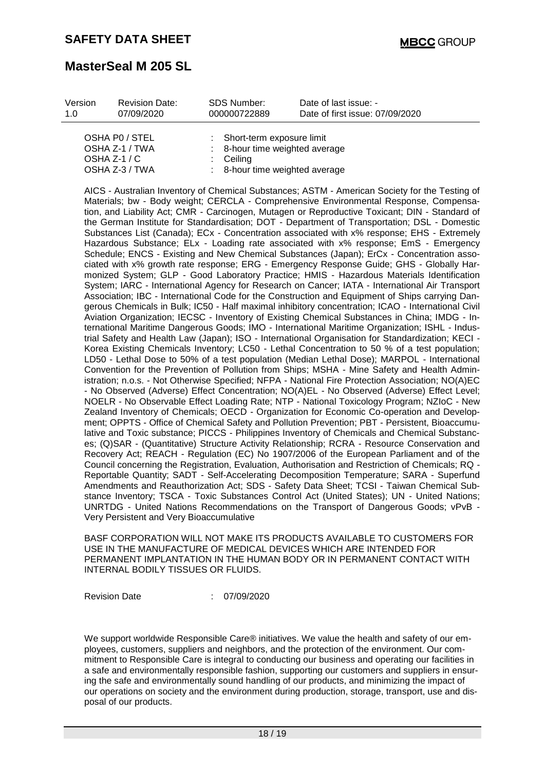| Version | Revision Date: | SDS Number: | Date of last issue: - |
|---|---|---|---|
| 1.0 | 07/09/2020 | 000000722889 | Date of first issue: 07/09/2020 |

| | | |
|---|---|---|
| OSHA P0 / STEL | : | Short-term exposure limit |
| OSHA Z-1 / TWA | : | 8-hour time weighted average |
| OSHA Z-1 / C | : | Ceiling |
| OSHA Z-3 / TWA | : | 8-hour time weighted average |

AICS - Australian Inventory of Chemical Substances; ASTM - American Society for the Testing of Materials; bw - Body weight; CERCLA - Comprehensive Environmental Response, Compensation, and Liability Act; CMR - Carcinogen, Mutagen or Reproductive Toxicant; DIN - Standard of the German Institute for Standardisation; DOT - Department of Transportation; DSL - Domestic Substances List (Canada); ECx - Concentration associated with x% response; EHS - Extremely Hazardous Substance; ELx - Loading rate associated with x% response; EmS - Emergency Schedule; ENCS - Existing and New Chemical Substances (Japan); ErCx - Concentration associated with x% growth rate response; ERG - Emergency Response Guide; GHS - Globally Harmonized System; GLP - Good Laboratory Practice; HMIS - Hazardous Materials Identification System; IARC - International Agency for Research on Cancer; IATA - International Air Transport Association; IBC - International Code for the Construction and Equipment of Ships carrying Dangerous Chemicals in Bulk; IC50 - Half maximal inhibitory concentration; ICAO - International Civil Aviation Organization; IECSC - Inventory of Existing Chemical Substances in China; IMDG - International Maritime Dangerous Goods; IMO - International Maritime Organization; ISHL - Industrial Safety and Health Law (Japan); ISO - International Organisation for Standardization; KECI - Korea Existing Chemicals Inventory; LC50 - Lethal Concentration to 50 % of a test population; LD50 - Lethal Dose to 50% of a test population (Median Lethal Dose); MARPOL - International Convention for the Prevention of Pollution from Ships; MSHA - Mine Safety and Health Administration; n.o.s. - Not Otherwise Specified; NFPA - National Fire Protection Association; NO(A)EC - No Observed (Adverse) Effect Concentration; NO(A)EL - No Observed (Adverse) Effect Level; NOELR - No Observable Effect Loading Rate; NTP - National Toxicology Program; NZIoC - New Zealand Inventory of Chemicals; OECD - Organization for Economic Co-operation and Development; OPPTS - Office of Chemical Safety and Pollution Prevention; PBT - Persistent, Bioaccumulative and Toxic substance; PICCS - Philippines Inventory of Chemicals and Chemical Substances; (Q)SAR - (Quantitative) Structure Activity Relationship; RCRA - Resource Conservation and Recovery Act; REACH - Regulation (EC) No 1907/2006 of the European Parliament and of the Council concerning the Registration, Evaluation, Authorisation and Restriction of Chemicals; RQ - Reportable Quantity; SADT - Self-Accelerating Decomposition Temperature; SARA - Superfund Amendments and Reauthorization Act; SDS - Safety Data Sheet; TCSI - Taiwan Chemical Substance Inventory; TSCA - Toxic Substances Control Act (United States); UN - United Nations; UNRTDG - United Nations Recommendations on the Transport of Dangerous Goods; vPvB - Very Persistent and Very Bioaccumulative

BASF CORPORATION WILL NOT MAKE ITS PRODUCTS AVAILABLE TO CUSTOMERS FOR USE IN THE MANUFACTURE OF MEDICAL DEVICES WHICH ARE INTENDED FOR PERMANENT IMPLANTATION IN THE HUMAN BODY OR IN PERMANENT CONTACT WITH INTERNAL BODILY TISSUES OR FLUIDS.

Revision Date : 07/09/2020

We support worldwide Responsible Care® initiatives. We value the health and safety of our employees, customers, suppliers and neighbors, and the protection of the environment. Our commitment to Responsible Care is integral to conducting our business and operating our facilities in a safe and environmentally responsible fashion, supporting our customers and suppliers in ensuring the safe and environmentally sound handling of our products, and minimizing the impact of our operations on society and the environment during production, storage, transport, use and disposal of our products.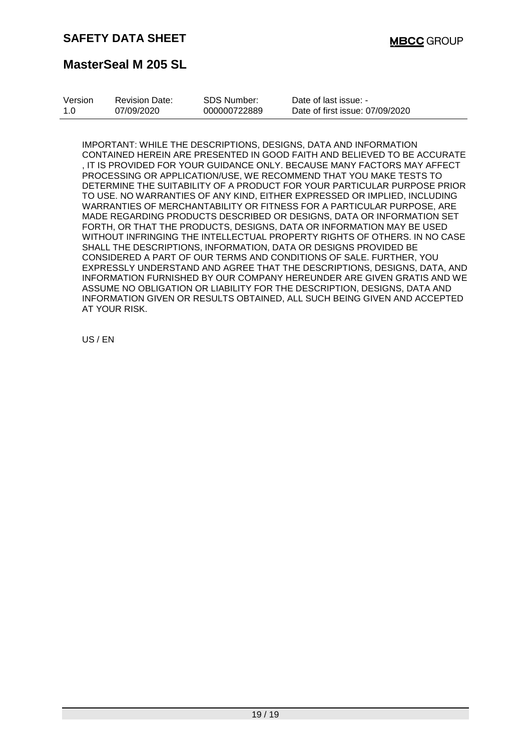IMPORTANT: WHILE THE DESCRIPTIONS, DESIGNS, DATA AND INFORMATION CONTAINED HEREIN ARE PRESENTED IN GOOD FAITH AND BELIEVED TO BE ACCURATE , IT IS PROVIDED FOR YOUR GUIDANCE ONLY. BECAUSE MANY FACTORS MAY AFFECT PROCESSING OR APPLICATION/USE, WE RECOMMEND THAT YOU MAKE TESTS TO DETERMINE THE SUITABILITY OF A PRODUCT FOR YOUR PARTICULAR PURPOSE PRIOR TO USE. NO WARRANTIES OF ANY KIND, EITHER EXPRESSED OR IMPLIED, INCLUDING WARRANTIES OF MERCHANTABILITY OR FITNESS FOR A PARTICULAR PURPOSE, ARE MADE REGARDING PRODUCTS DESCRIBED OR DESIGNS, DATA OR INFORMATION SET FORTH, OR THAT THE PRODUCTS, DESIGNS, DATA OR INFORMATION MAY BE USED WITHOUT INFRINGING THE INTELLECTUAL PROPERTY RIGHTS OF OTHERS. IN NO CASE SHALL THE DESCRIPTIONS, INFORMATION, DATA OR DESIGNS PROVIDED BE CONSIDERED A PART OF OUR TERMS AND CONDITIONS OF SALE. FURTHER, YOU EXPRESSLY UNDERSTAND AND AGREE THAT THE DESCRIPTIONS, DESIGNS, DATA, AND INFORMATION FURNISHED BY OUR COMPANY HEREUNDER ARE GIVEN GRATIS AND WE ASSUME NO OBLIGATION OR LIABILITY FOR THE DESCRIPTION, DESIGNS, DATA AND INFORMATION GIVEN OR RESULTS OBTAINED, ALL SUCH BEING GIVEN AND ACCEPTED AT YOUR RISK.

US / EN